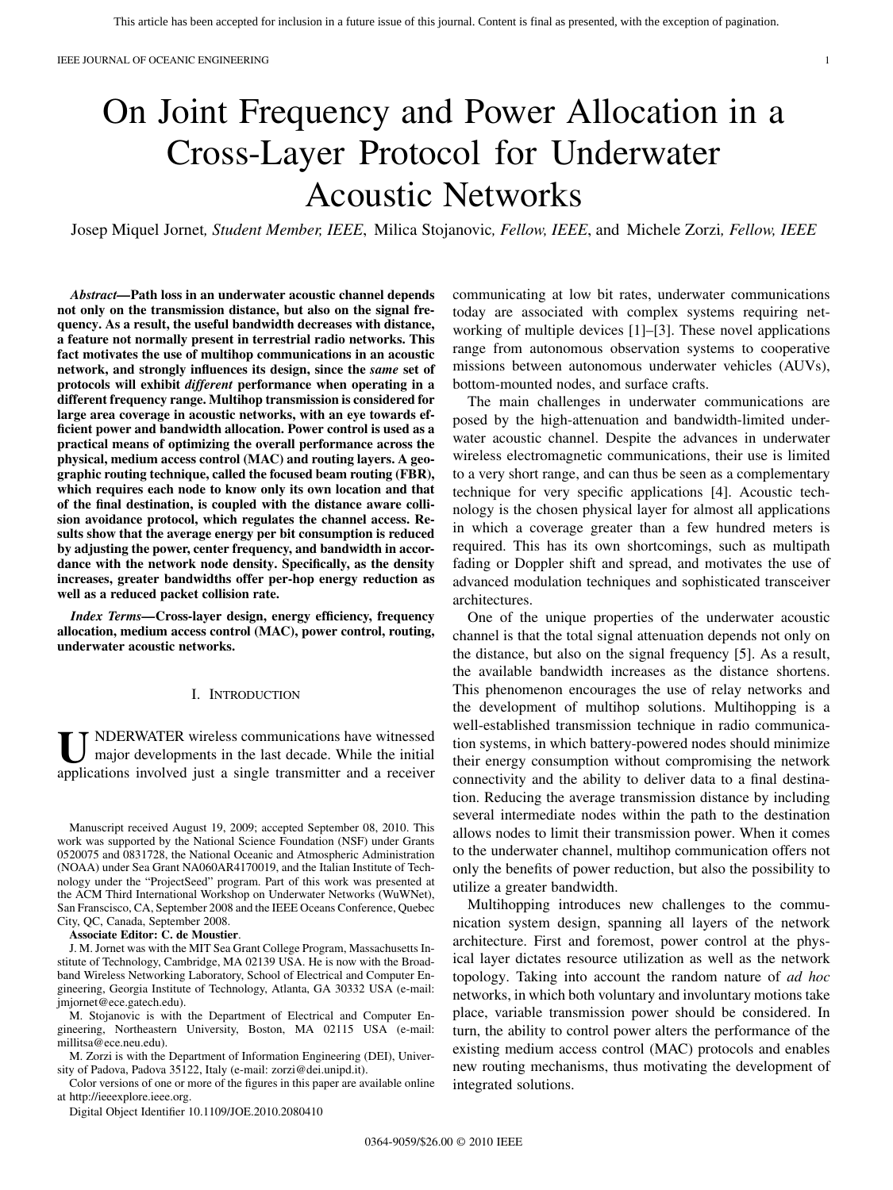# On Joint Frequency and Power Allocation in a Cross-Layer Protocol for Underwater Acoustic Networks

Josep Miquel Jornet, *Student Member, IEEE*, Milica Stojanovic, *Fellow, IEEE*, and Michele Zorzi, *Fellow, IEEE*

***Abstract*—Path loss in an underwater acoustic channel depends not only on the transmission distance, but also on the signal frequency. As a result, the useful bandwidth decreases with distance, a feature not normally present in terrestrial radio networks. This fact motivates the use of multihop communications in an acoustic network, and strongly influences its design, since the *same* set of protocols will exhibit *different* performance when operating in a different frequency range. Multihop transmission is considered for large area coverage in acoustic networks, with an eye towards efficient power and bandwidth allocation. Power control is used as a practical means of optimizing the overall performance across the physical, medium access control (MAC) and routing layers. A geographic routing technique, called the focused beam routing (FBR), which requires each node to know only its own location and that of the final destination, is coupled with the distance aware collision avoidance protocol, which regulates the channel access. Results show that the average energy per bit consumption is reduced by adjusting the power, center frequency, and bandwidth in accordance with the network node density. Specifically, as the density increases, greater bandwidths offer per-hop energy reduction as well as a reduced packet collision rate.**

***Index Terms*—Cross-layer design, energy efficiency, frequency allocation, medium access control (MAC), power control, routing, underwater acoustic networks.**

## I. Introduction

UNDERWATER wireless communications have witnessed major developments in the last decade. While the initial applications involved just a single transmitter and a receiver communicating at low bit rates, underwater communications today are associated with complex systems requiring networking of multiple devices [1]–[3]. These novel applications range from autonomous observation systems to cooperative missions between autonomous underwater vehicles (AUVs), bottom-mounted nodes, and surface crafts.

The main challenges in underwater communications are posed by the high-attenuation and bandwidth-limited underwater acoustic channel. Despite the advances in underwater wireless electromagnetic communications, their use is limited to a very short range, and can thus be seen as a complementary technique for very specific applications [4]. Acoustic technology is the chosen physical layer for almost all applications in which a coverage greater than a few hundred meters is required. This has its own shortcomings, such as multipath fading or Doppler shift and spread, and motivates the use of advanced modulation techniques and sophisticated transceiver architectures.

One of the unique properties of the underwater acoustic channel is that the total signal attenuation depends not only on the distance, but also on the signal frequency [5]. As a result, the available bandwidth increases as the distance shortens. This phenomenon encourages the use of relay networks and the development of multihop solutions. Multihopping is a well-established transmission technique in radio communication systems, in which battery-powered nodes should minimize their energy consumption without compromising the network connectivity and the ability to deliver data to a final destination. Reducing the average transmission distance by including several intermediate nodes within the path to the destination allows nodes to limit their transmission power. When it comes to the underwater channel, multihop communication offers not only the benefits of power reduction, but also the possibility to utilize a greater bandwidth.

Multihopping introduces new challenges to the communication system design, spanning all layers of the network architecture. First and foremost, power control at the physical layer dictates resource utilization as well as the network topology. Taking into account the random nature of *ad hoc* networks, in which both voluntary and involuntary motions take place, variable transmission power should be considered. In turn, the ability to control power alters the performance of the existing medium access control (MAC) protocols and enables new routing mechanisms, thus motivating the development of integrated solutions.

Manuscript received August 19, 2009; accepted September 08, 2010. This work was supported by the National Science Foundation (NSF) under Grants 0520075 and 0831728, the National Oceanic and Atmospheric Administration (NOAA) under Sea Grant NA060AR4170019, and the Italian Institute of Technology under the "ProjectSeed" program. Part of this work was presented at the ACM Third International Workshop on Underwater Networks (WuWNet), San Franscisco, CA, September 2008 and the IEEE Oceans Conference, Quebec City, QC, Canada, September 2008.

**Associate Editor: C. de Moustier**.

J. M. Jornet was with the MIT Sea Grant College Program, Massachusetts Institute of Technology, Cambridge, MA 02139 USA. He is now with the Broadband Wireless Networking Laboratory, School of Electrical and Computer Engineering, Georgia Institute of Technology, Atlanta, GA 30332 USA (e-mail: jmjornet@ece.gatech.edu).

M. Stojanovic is with the Department of Electrical and Computer Engineering, Northeastern University, Boston, MA 02115 USA (e-mail: millitsa@ece.neu.edu).

M. Zorzi is with the Department of Information Engineering (DEI), University of Padova, Padova 35122, Italy (e-mail: zorzi@dei.unipd.it).

Color versions of one or more of the figures in this paper are available online at http://ieeexplore.ieee.org.

Digital Object Identifier 10.1109/JOE.2010.2080410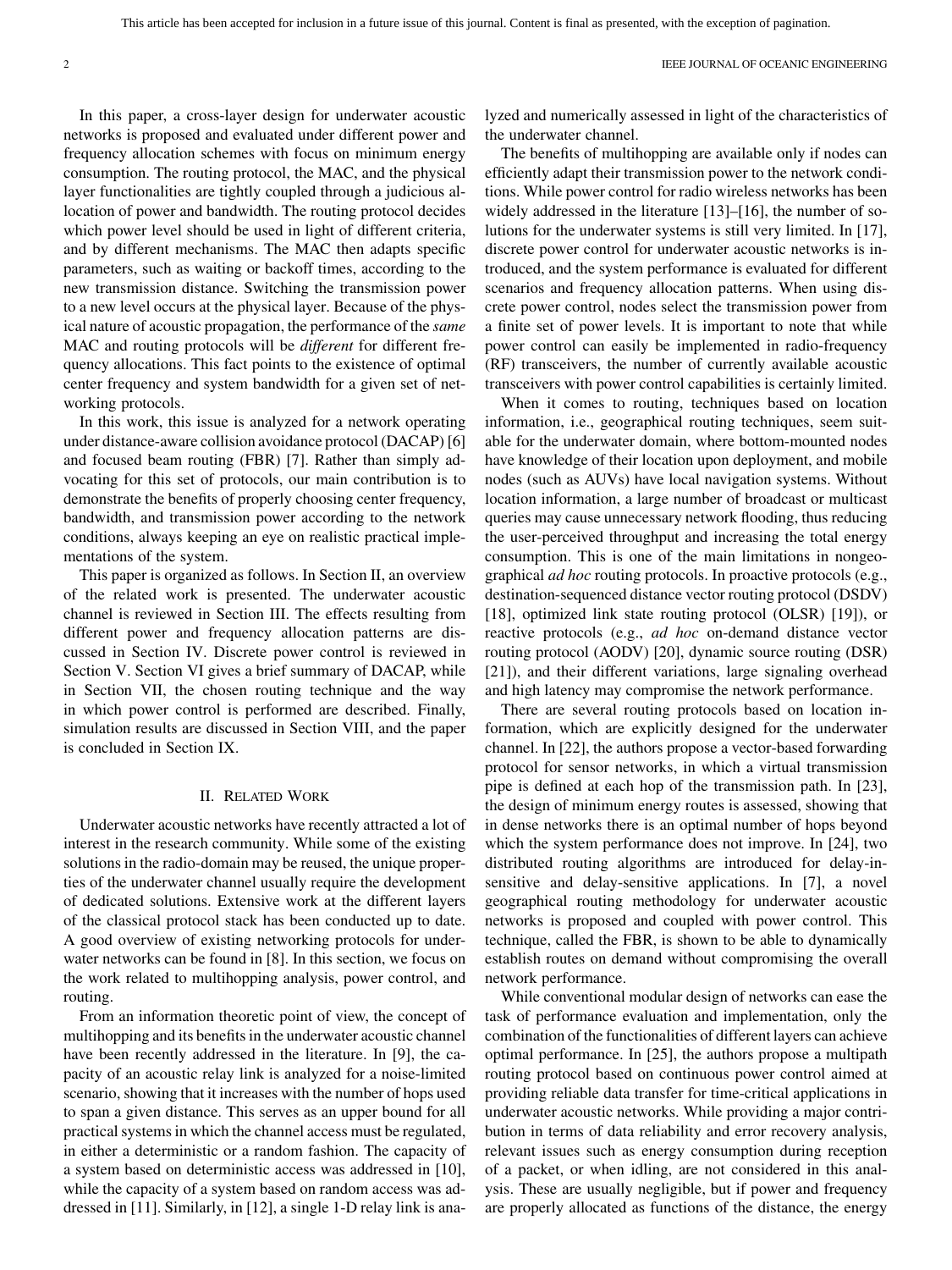In this paper, a cross-layer design for underwater acoustic networks is proposed and evaluated under different power and frequency allocation schemes with focus on minimum energy consumption. The routing protocol, the MAC, and the physical layer functionalities are tightly coupled through a judicious allocation of power and bandwidth. The routing protocol decides which power level should be used in light of different criteria, and by different mechanisms. The MAC then adapts specific parameters, such as waiting or backoff times, according to the new transmission distance. Switching the transmission power to a new level occurs at the physical layer. Because of the physical nature of acoustic propagation, the performance of the *same* MAC and routing protocols will be *different* for different frequency allocations. This fact points to the existence of optimal center frequency and system bandwidth for a given set of networking protocols.

In this work, this issue is analyzed for a network operating under distance-aware collision avoidance protocol (DACAP) [6] and focused beam routing (FBR) [7]. Rather than simply advocating for this set of protocols, our main contribution is to demonstrate the benefits of properly choosing center frequency, bandwidth, and transmission power according to the network conditions, always keeping an eye on realistic practical implementations of the system.

This paper is organized as follows. In Section II, an overview of the related work is presented. The underwater acoustic channel is reviewed in Section III. The effects resulting from different power and frequency allocation patterns are discussed in Section IV. Discrete power control is reviewed in Section V. Section VI gives a brief summary of DACAP, while in Section VII, the chosen routing technique and the way in which power control is performed are described. Finally, simulation results are discussed in Section VIII, and the paper is concluded in Section IX.

## II. Related Work

Underwater acoustic networks have recently attracted a lot of interest in the research community. While some of the existing solutions in the radio-domain may be reused, the unique properties of the underwater channel usually require the development of dedicated solutions. Extensive work at the different layers of the classical protocol stack has been conducted up to date. A good overview of existing networking protocols for underwater networks can be found in [8]. In this section, we focus on the work related to multihopping analysis, power control, and routing.

From an information theoretic point of view, the concept of multihopping and its benefits in the underwater acoustic channel have been recently addressed in the literature. In [9], the capacity of an acoustic relay link is analyzed for a noise-limited scenario, showing that it increases with the number of hops used to span a given distance. This serves as an upper bound for all practical systems in which the channel access must be regulated, in either a deterministic or a random fashion. The capacity of a system based on deterministic access was addressed in [10], while the capacity of a system based on random access was addressed in [11]. Similarly, in [12], a single 1-D relay link is analyzed and numerically assessed in light of the characteristics of the underwater channel.

The benefits of multihopping are available only if nodes can efficiently adapt their transmission power to the network conditions. While power control for radio wireless networks has been widely addressed in the literature [13]–[16], the number of solutions for the underwater systems is still very limited. In [17], discrete power control for underwater acoustic networks is introduced, and the system performance is evaluated for different scenarios and frequency allocation patterns. When using discrete power control, nodes select the transmission power from a finite set of power levels. It is important to note that while power control can easily be implemented in radio-frequency (RF) transceivers, the number of currently available acoustic transceivers with power control capabilities is certainly limited.

When it comes to routing, techniques based on location information, i.e., geographical routing techniques, seem suitable for the underwater domain, where bottom-mounted nodes have knowledge of their location upon deployment, and mobile nodes (such as AUVs) have local navigation systems. Without location information, a large number of broadcast or multicast queries may cause unnecessary network flooding, thus reducing the user-perceived throughput and increasing the total energy consumption. This is one of the main limitations in nongeographical *ad hoc* routing protocols. In proactive protocols (e.g., destination-sequenced distance vector routing protocol (DSDV) [18], optimized link state routing protocol (OLSR) [19]), or reactive protocols (e.g., *ad hoc* on-demand distance vector routing protocol (AODV) [20], dynamic source routing (DSR) [21]), and their different variations, large signaling overhead and high latency may compromise the network performance.

There are several routing protocols based on location information, which are explicitly designed for the underwater channel. In [22], the authors propose a vector-based forwarding protocol for sensor networks, in which a virtual transmission pipe is defined at each hop of the transmission path. In [23], the design of minimum energy routes is assessed, showing that in dense networks there is an optimal number of hops beyond which the system performance does not improve. In [24], two distributed routing algorithms are introduced for delay-insensitive and delay-sensitive applications. In [7], a novel geographical routing methodology for underwater acoustic networks is proposed and coupled with power control. This technique, called the FBR, is shown to be able to dynamically establish routes on demand without compromising the overall network performance.

While conventional modular design of networks can ease the task of performance evaluation and implementation, only the combination of the functionalities of different layers can achieve optimal performance. In [25], the authors propose a multipath routing protocol based on continuous power control aimed at providing reliable data transfer for time-critical applications in underwater acoustic networks. While providing a major contribution in terms of data reliability and error recovery analysis, relevant issues such as energy consumption during reception of a packet, or when idling, are not considered in this analysis. These are usually negligible, but if power and frequency are properly allocated as functions of the distance, the energy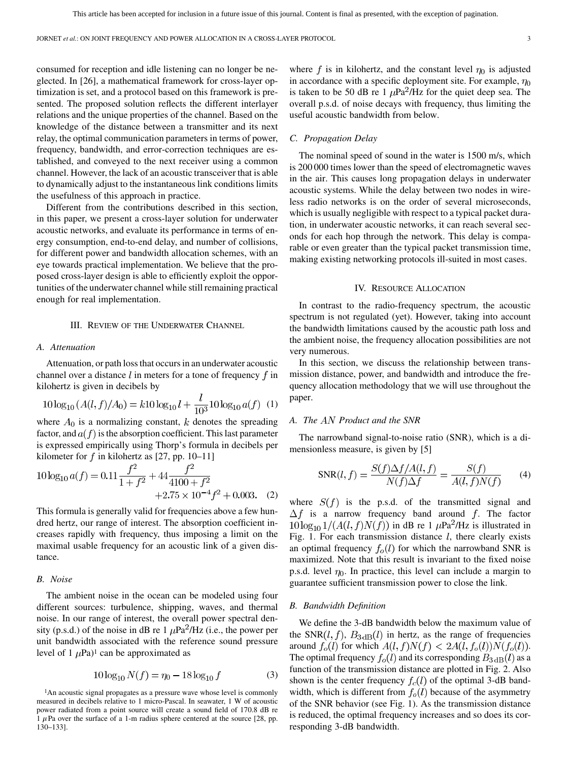consumed for reception and idle listening can no longer be neglected. In [26], a mathematical framework for cross-layer optimization is set, and a protocol based on this framework is presented. The proposed solution reflects the different interlayer relations and the unique properties of the channel. Based on the knowledge of the distance between a transmitter and its next relay, the optimal communication parameters in terms of power, frequency, bandwidth, and error-correction techniques are established, and conveyed to the next receiver using a common channel. However, the lack of an acoustic transceiver that is able to dynamically adjust to the instantaneous link conditions limits the usefulness of this approach in practice.

Different from the contributions described in this section, in this paper, we present a cross-layer solution for underwater acoustic networks, and evaluate its performance in terms of energy consumption, end-to-end delay, and number of collisions, for different power and bandwidth allocation schemes, with an eye towards practical implementation. We believe that the proposed cross-layer design is able to efficiently exploit the opportunities of the underwater channel while still remaining practical enough for real implementation.

## III. Review of the Underwater Channel

### A. Attenuation

Attenuation, or path loss that occurs in an underwater acoustic channel over a distance $l$ in meters for a tone of frequency $f$ in kilohertz is given in decibels by

$$10\log_{10}(A(l,f)/A_0) = k10\log_{10} l + \frac{l}{10^3}10\log_{10} a(f) \quad (1)$$

where $A_0$ is a normalizing constant, $k$ denotes the spreading factor, and $a(f)$ is the absorption coefficient. This last parameter is expressed empirically using Thorp's formula in decibels per kilometer for $f$ in kilohertz as [27, pp. 10–11]

$$10\log_{10} a(f) = 0.11\frac{f^2}{1+f^2} + 44\frac{f^2}{4100+f^2} + 2.75\times 10^{-4} f^2 + 0.003. \quad (2)$$

This formula is generally valid for frequencies above a few hundred hertz, our range of interest. The absorption coefficient increases rapidly with frequency, thus imposing a limit on the maximal usable frequency for an acoustic link of a given distance.

### B. Noise

The ambient noise in the ocean can be modeled using four different sources: turbulence, shipping, waves, and thermal noise. In our range of interest, the overall power spectral density (p.s.d.) of the noise in dB re 1 $\mu$Pa$^2$/Hz (i.e., the power per unit bandwidth associated with the reference sound pressure level of 1 $\mu$Pa)[1] can be approximated as

$$10\log_{10} N(f) = \eta_0 - 18\log_{10} f \quad (3)$$

where $f$ is in kilohertz, and the constant level $\eta_0$ is adjusted in accordance with a specific deployment site. For example, $\eta_0$ is taken to be 50 dB re 1 $\mu$Pa$^2$/Hz for the quiet deep sea. The overall p.s.d. of noise decays with frequency, thus limiting the useful acoustic bandwidth from below.

### C. Propagation Delay

The nominal speed of sound in the water is 1500 m/s, which is 200 000 times lower than the speed of electromagnetic waves in the air. This causes long propagation delays in underwater acoustic systems. While the delay between two nodes in wireless radio networks is on the order of several microseconds, which is usually negligible with respect to a typical packet duration, in underwater acoustic networks, it can reach several seconds for each hop through the network. This delay is comparable or even greater than the typical packet transmission time, making existing networking protocols ill-suited in most cases.

## IV. Resource Allocation

In contrast to the radio-frequency spectrum, the acoustic spectrum is not regulated (yet). However, taking into account the bandwidth limitations caused by the acoustic path loss and the ambient noise, the frequency allocation possibilities are not very numerous.

In this section, we discuss the relationship between transmission distance, power, and bandwidth and introduce the frequency allocation methodology that we will use throughout the paper.

### A. The $AN$ Product and the SNR

The narrowband signal-to-noise ratio (SNR), which is a dimensionless measure, is given by [5]

$$\text{SNR}(l,f) = \frac{S(f)\Delta f/A(l,f)}{N(f)\Delta f} = \frac{S(f)}{A(l,f)N(f)} \quad (4)$$

where $S(f)$ is the p.s.d. of the transmitted signal and $\Delta f$ is a narrow frequency band around $f$. The factor $10\log_{10} 1/(A(l,f)N(f))$ in dB re 1 $\mu$Pa$^2$/Hz is illustrated in Fig. 1. For each transmission distance $l$, there clearly exists an optimal frequency $f_o(l)$ for which the narrowband SNR is maximized. Note that this result is invariant to the fixed noise p.s.d. level $\eta_0$. In practice, this level can include a margin to guarantee sufficient transmission power to close the link.

### B. Bandwidth Definition

We define the 3-dB bandwidth below the maximum value of the SNR$(l,f)$, $B_{3\text{dB}}(l)$ in hertz, as the range of frequencies around $f_o(l)$ for which $A(l,f)N(f) < 2A(l,f_o(l))N(f_o(l))$. The optimal frequency $f_o(l)$ and its corresponding $B_{3\text{dB}}(l)$ as a function of the transmission distance are plotted in Fig. 2. Also shown is the center frequency $f_c(l)$ of the optimal 3-dB bandwidth, which is different from $f_o(l)$ because of the asymmetry of the SNR behavior (see Fig. 1). As the transmission distance is reduced, the optimal frequency increases and so does its corresponding 3-dB bandwidth.

[1] An acoustic signal propagates as a pressure wave whose level is commonly measured in decibels relative to 1 micro-Pascal. In seawater, 1 W of acoustic power radiated from a point source will create a sound field of 170.8 dB re 1 $\mu$Pa over the surface of a 1-m radius sphere centered at the source [28, pp. 130–133].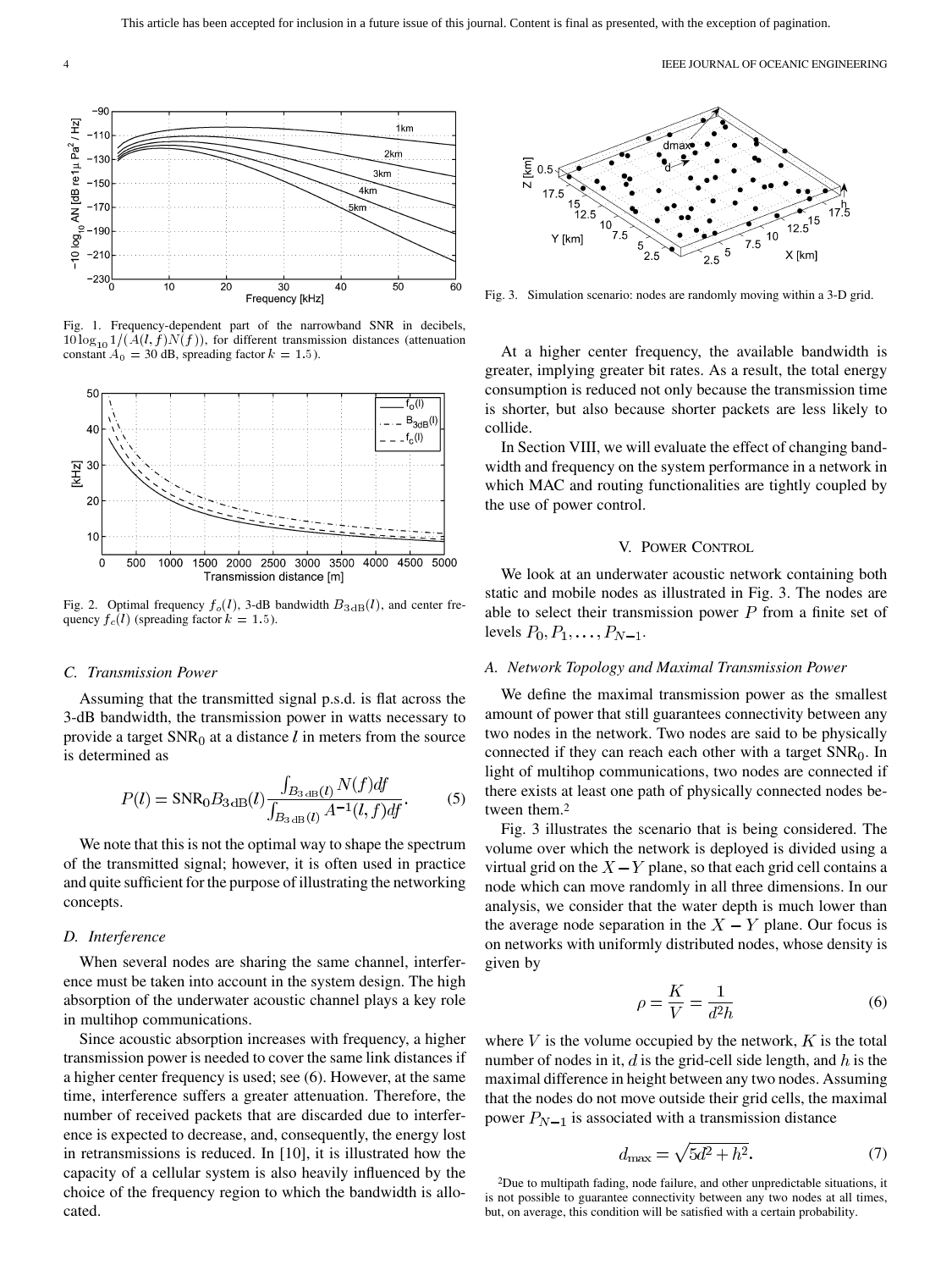Fig. 1. Frequency-dependent part of the narrowband SNR in decibels, $10\log_{10} 1/(A(l,f)N(f))$, for different transmission distances (attenuation constant $A_0 = 30$ dB, spreading factor $k = 1.5$).

Fig. 2. Optimal frequency $f_o(l)$, 3-dB bandwidth $B_{3\text{dB}}(l)$, and center frequency $f_c(l)$ (spreading factor $k = 1.5$).

### C. Transmission Power

Assuming that the transmitted signal p.s.d. is flat across the 3-dB bandwidth, the transmission power in watts necessary to provide a target $\text{SNR}_0$ at a distance $l$ in meters from the source is determined as

$$P(l) = \text{SNR}_0 B_{3\text{dB}}(l) \frac{\int_{B_{3\text{dB}}(l)} N(f) df}{\int_{B_{3\text{dB}}(l)} A^{-1}(l,f) df}. \quad (5)$$

We note that this is not the optimal way to shape the spectrum of the transmitted signal; however, it is often used in practice and quite sufficient for the purpose of illustrating the networking concepts.

### D. Interference

When several nodes are sharing the same channel, interference must be taken into account in the system design. The high absorption of the underwater acoustic channel plays a key role in multihop communications.

Since acoustic absorption increases with frequency, a higher transmission power is needed to cover the same link distances if a higher center frequency is used; see (6). However, at the same time, interference suffers a greater attenuation. Therefore, the number of received packets that are discarded due to interference is expected to decrease, and, consequently, the energy lost in retransmissions is reduced. In [10], it is illustrated how the capacity of a cellular system is also heavily influenced by the choice of the frequency region to which the bandwidth is allocated.

Fig. 3. Simulation scenario: nodes are randomly moving within a 3-D grid.

At a higher center frequency, the available bandwidth is greater, implying greater bit rates. As a result, the total energy consumption is reduced not only because the transmission time is shorter, but also because shorter packets are less likely to collide.

In Section VIII, we will evaluate the effect of changing bandwidth and frequency on the system performance in a network in which MAC and routing functionalities are tightly coupled by the use of power control.

## V. Power Control

We look at an underwater acoustic network containing both static and mobile nodes as illustrated in Fig. 3. The nodes are able to select their transmission power $P$ from a finite set of levels $P_0, P_1, \ldots, P_{N-1}$.

### A. Network Topology and Maximal Transmission Power

We define the maximal transmission power as the smallest amount of power that still guarantees connectivity between any two nodes in the network. Two nodes are said to be physically connected if they can reach each other with a target $\text{SNR}_0$. In light of multihop communications, two nodes are connected if there exists at least one path of physically connected nodes between them.[2]

Fig. 3 illustrates the scenario that is being considered. The volume over which the network is deployed is divided using a virtual grid on the $X-Y$ plane, so that each grid cell contains a node which can move randomly in all three dimensions. In our analysis, we consider that the water depth is much lower than the average node separation in the $X-Y$ plane. Our focus is on networks with uniformly distributed nodes, whose density is given by

$$\rho = \frac{K}{V} = \frac{1}{d^2 h} \quad (6)$$

where $V$ is the volume occupied by the network, $K$ is the total number of nodes in it, $d$ is the grid-cell side length, and $h$ is the maximal difference in height between any two nodes. Assuming that the nodes do not move outside their grid cells, the maximal power $P_{N-1}$ is associated with a transmission distance

$$d_{\max} = \sqrt{5d^2 + h^2}. \quad (7)$$

[2]Due to multipath fading, node failure, and other unpredictable situations, it is not possible to guarantee connectivity between any two nodes at all times, but, on average, this condition will be satisfied with a certain probability.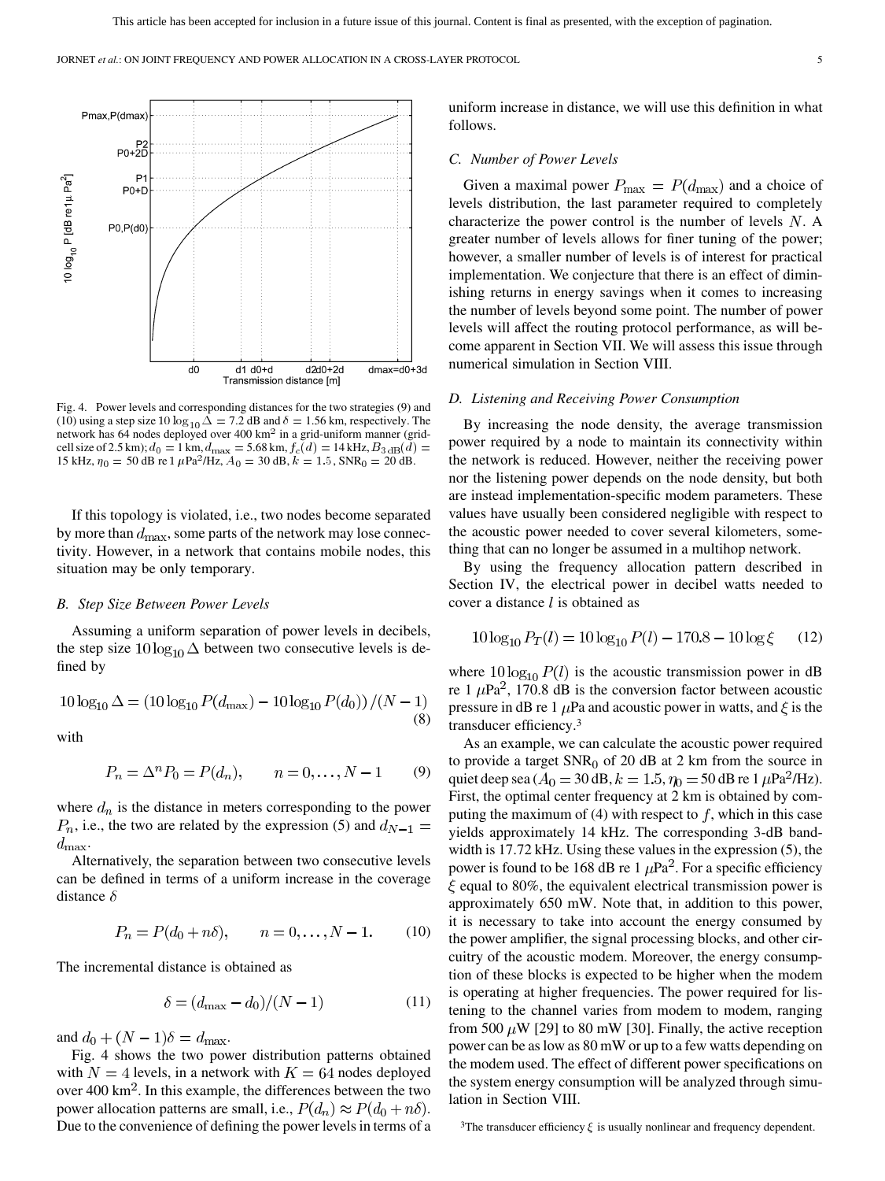Fig. 4. Power levels and corresponding distances for the two strategies (9) and (10) using a step size $10\log_{10}\Delta = 7.2$ dB and $\delta = 1.56$ km, respectively. The network has 64 nodes deployed over 400 km$^2$ in a grid-uniform manner (grid-cell size of 2.5 km); $d_0 = 1$ km, $d_{\max} = 5.68$ km, $f_c(d) = 14$ kHz, $B_{3\,\text{dB}}(d) = 15$ kHz, $\eta_0 = 50$ dB re 1 $\mu$Pa$^2$/Hz, $A_0 = 30$ dB, $k = 1.5$, SNR$_0$ = 20 dB.

If this topology is violated, i.e., two nodes become separated by more than $d_{\max}$, some parts of the network may lose connectivity. However, in a network that contains mobile nodes, this situation may be only temporary.

### B. Step Size Between Power Levels

Assuming a uniform separation of power levels in decibels, the step size $10\log_{10}\Delta$ between two consecutive levels is defined by

$$10\log_{10}\Delta = (10\log_{10}P(d_{\max}) - 10\log_{10}P(d_0))/(N-1) \quad (8)$$

with

$$P_n = \Delta^n P_0 = P(d_n), \qquad n = 0,\ldots,N-1 \quad (9)$$

where $d_n$ is the distance in meters corresponding to the power $P_n$, i.e., the two are related by the expression (5) and $d_{N-1} = d_{\max}$.

Alternatively, the separation between two consecutive levels can be defined in terms of a uniform increase in the coverage distance $\delta$

$$P_n = P(d_0 + n\delta), \qquad n = 0,\ldots,N-1. \quad (10)$$

The incremental distance is obtained as

$$\delta = (d_{\max} - d_0)/(N-1) \quad (11)$$

and $d_0 + (N-1)\delta = d_{\max}$.

Fig. 4 shows the two power distribution patterns obtained with $N = 4$ levels, in a network with $K = 64$ nodes deployed over 400 km$^2$. In this example, the differences between the two power allocation patterns are small, i.e., $P(d_n) \approx P(d_0 + n\delta)$. Due to the convenience of defining the power levels in terms of a uniform increase in distance, we will use this definition in what follows.

### C. Number of Power Levels

Given a maximal power $P_{\max} = P(d_{\max})$ and a choice of levels distribution, the last parameter required to completely characterize the power control is the number of levels $N$. A greater number of levels allows for finer tuning of the power; however, a smaller number of levels is of interest for practical implementation. We conjecture that there is an effect of diminishing returns in energy savings when it comes to increasing the number of levels beyond some point. The number of power levels will affect the routing protocol performance, as will become apparent in Section VII. We will assess this issue through numerical simulation in Section VIII.

### D. Listening and Receiving Power Consumption

By increasing the node density, the average transmission power required by a node to maintain its connectivity within the network is reduced. However, neither the receiving power nor the listening power depends on the node density, but both are instead implementation-specific modem parameters. These values have usually been considered negligible with respect to the acoustic power needed to cover several kilometers, something that can no longer be assumed in a multihop network.

By using the frequency allocation pattern described in Section IV, the electrical power in decibel watts needed to cover a distance $l$ is obtained as

$$10\log_{10}P_T(l) = 10\log_{10}P(l) - 170.8 - 10\log\xi \quad (12)$$

where $10\log_{10}P(l)$ is the acoustic transmission power in dB re 1 $\mu$Pa$^2$, 170.8 dB is the conversion factor between acoustic pressure in dB re 1 $\mu$Pa and acoustic power in watts, and $\xi$ is the transducer efficiency.[3]

As an example, we can calculate the acoustic power required to provide a target SNR$_0$ of 20 dB at 2 km from the source in quiet deep sea ($A_0 = 30$ dB, $k = 1.5$, $\eta_0 = 50$ dB re 1 $\mu$Pa$^2$/Hz). First, the optimal center frequency at 2 km is obtained by computing the maximum of (4) with respect to $f$, which in this case yields approximately 14 kHz. The corresponding 3-dB bandwidth is 17.72 kHz. Using these values in the expression (5), the power is found to be 168 dB re 1 $\mu$Pa$^2$. For a specific efficiency $\xi$ equal to 80%, the equivalent electrical transmission power is approximately 650 mW. Note that, in addition to this power, it is necessary to take into account the energy consumed by the power amplifier, the signal processing blocks, and other circuitry of the acoustic modem. Moreover, the energy consumption of these blocks is expected to be higher when the modem is operating at higher frequencies. The power required for listening to the channel varies from modem to modem, ranging from 500 $\mu$W [29] to 80 mW [30]. Finally, the active reception power can be as low as 80 mW or up to a few watts depending on the modem used. The effect of different power specifications on the system energy consumption will be analyzed through simulation in Section VIII.

[3]The transducer efficiency $\xi$ is usually nonlinear and frequency dependent.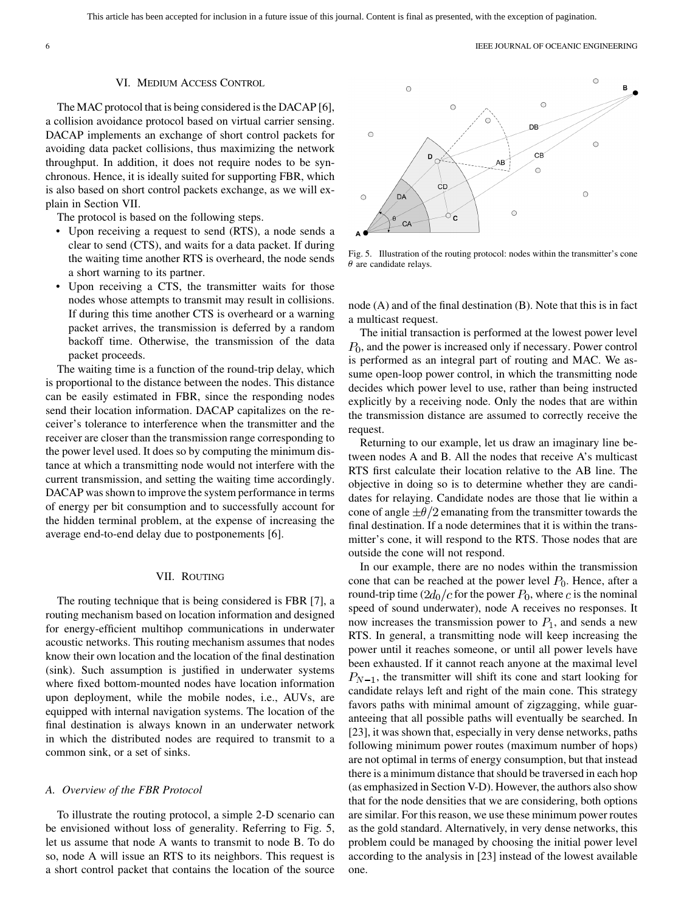## VI. Medium Access Control

The MAC protocol that is being considered is the DACAP [6], a collision avoidance protocol based on virtual carrier sensing. DACAP implements an exchange of short control packets for avoiding data packet collisions, thus maximizing the network throughput. In addition, it does not require nodes to be synchronous. Hence, it is ideally suited for supporting FBR, which is also based on short control packets exchange, as we will explain in Section VII.

The protocol is based on the following steps.

- Upon receiving a request to send (RTS), a node sends a clear to send (CTS), and waits for a data packet. If during the waiting time another RTS is overheard, the node sends a short warning to its partner.
- Upon receiving a CTS, the transmitter waits for those nodes whose attempts to transmit may result in collisions. If during this time another CTS is overheard or a warning packet arrives, the transmission is deferred by a random backoff time. Otherwise, the transmission of the data packet proceeds.

The waiting time is a function of the round-trip delay, which is proportional to the distance between the nodes. This distance can be easily estimated in FBR, since the responding nodes send their location information. DACAP capitalizes on the receiver's tolerance to interference when the transmitter and the receiver are closer than the transmission range corresponding to the power level used. It does so by computing the minimum distance at which a transmitting node would not interfere with the current transmission, and setting the waiting time accordingly. DACAP was shown to improve the system performance in terms of energy per bit consumption and to successfully account for the hidden terminal problem, at the expense of increasing the average end-to-end delay due to postponements [6].

## VII. Routing

The routing technique that is being considered is FBR [7], a routing mechanism based on location information and designed for energy-efficient multihop communications in underwater acoustic networks. This routing mechanism assumes that nodes know their own location and the location of the final destination (sink). Such assumption is justified in underwater systems where fixed bottom-mounted nodes have location information upon deployment, while the mobile nodes, i.e., AUVs, are equipped with internal navigation systems. The location of the final destination is always known in an underwater network in which the distributed nodes are required to transmit to a common sink, or a set of sinks.

### A. Overview of the FBR Protocol

To illustrate the routing protocol, a simple 2-D scenario can be envisioned without loss of generality. Referring to Fig. 5, let us assume that node A wants to transmit to node B. To do so, node A will issue an RTS to its neighbors. This request is a short control packet that contains the location of the source node (A) and of the final destination (B). Note that this is in fact a multicast request.

B
DB
CB
D
AB
CD
DA
C
θ
CA
A

Fig. 5. Illustration of the routing protocol: nodes within the transmitter's cone $\theta$ are candidate relays.

The initial transaction is performed at the lowest power level $P_0$, and the power is increased only if necessary. Power control is performed as an integral part of routing and MAC. We assume open-loop power control, in which the transmitting node decides which power level to use, rather than being instructed explicitly by a receiving node. Only the nodes that are within the transmission distance are assumed to correctly receive the request.

Returning to our example, let us draw an imaginary line between nodes A and B. All the nodes that receive A's multicast RTS first calculate their location relative to the AB line. The objective in doing so is to determine whether they are candidates for relaying. Candidate nodes are those that lie within a cone of angle $\pm\theta/2$ emanating from the transmitter towards the final destination. If a node determines that it is within the transmitter's cone, it will respond to the RTS. Those nodes that are outside the cone will not respond.

In our example, there are no nodes within the transmission cone that can be reached at the power level $P_0$. Hence, after a round-trip time ($2d_0/c$ for the power $P_0$, where $c$ is the nominal speed of sound underwater), node A receives no responses. It now increases the transmission power to $P_1$, and sends a new RTS. In general, a transmitting node will keep increasing the power until it reaches someone, or until all power levels have been exhausted. If it cannot reach anyone at the maximal level $P_{N-1}$, the transmitter will shift its cone and start looking for candidate relays left and right of the main cone. This strategy favors paths with minimal amount of zigzagging, while guaranteeing that all possible paths will eventually be searched. In [23], it was shown that, especially in very dense networks, paths following minimum power routes (maximum number of hops) are not optimal in terms of energy consumption, but that instead there is a minimum distance that should be traversed in each hop (as emphasized in Section V-D). However, the authors also show that for the node densities that we are considering, both options are similar. For this reason, we use these minimum power routes as the gold standard. Alternatively, in very dense networks, this problem could be managed by choosing the initial power level according to the analysis in [23] instead of the lowest available one.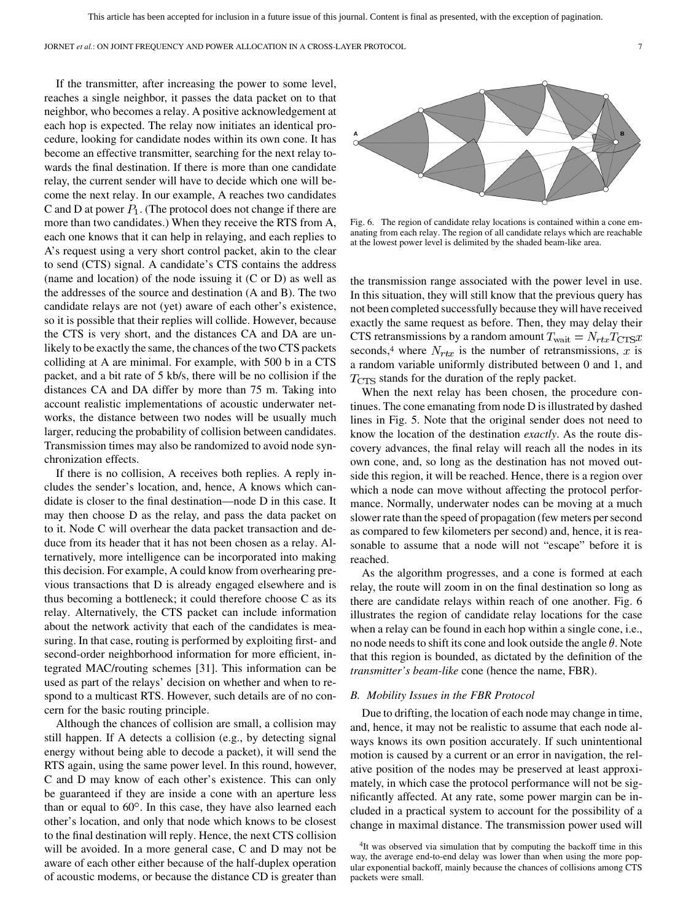If the transmitter, after increasing the power to some level, reaches a single neighbor, it passes the data packet on to that neighbor, who becomes a relay. A positive acknowledgement at each hop is expected. The relay now initiates an identical procedure, looking for candidate nodes within its own cone. It has become an effective transmitter, searching for the next relay towards the final destination. If there is more than one candidate relay, the current sender will have to decide which one will become the next relay. In our example, A reaches two candidates C and D at power $P_1$. (The protocol does not change if there are more than two candidates.) When they receive the RTS from A, each one knows that it can help in relaying, and each replies to A's request using a very short control packet, akin to the clear to send (CTS) signal. A candidate's CTS contains the address (name and location) of the node issuing it (C or D) as well as the addresses of the source and destination (A and B). The two candidate relays are not (yet) aware of each other's existence, so it is possible that their replies will collide. However, because the CTS is very short, and the distances CA and DA are unlikely to be exactly the same, the chances of the two CTS packets colliding at A are minimal. For example, with 500 b in a CTS packet, and a bit rate of 5 kb/s, there will be no collision if the distances CA and DA differ by more than 75 m. Taking into account realistic implementations of acoustic underwater networks, the distance between two nodes will be usually much larger, reducing the probability of collision between candidates. Transmission times may also be randomized to avoid node synchronization effects.

If there is no collision, A receives both replies. A reply includes the sender's location, and, hence, A knows which candidate is closer to the final destination—node D in this case. It may then choose D as the relay, and pass the data packet on to it. Node C will overhear the data packet transaction and deduce from its header that it has not been chosen as a relay. Alternatively, more intelligence can be incorporated into making this decision. For example, A could know from overhearing previous transactions that D is already engaged elsewhere and is thus becoming a bottleneck; it could therefore choose C as its relay. Alternatively, the CTS packet can include information about the network activity that each of the candidates is measuring. In that case, routing is performed by exploiting first- and second-order neighborhood information for more efficient, integrated MAC/routing schemes [31]. This information can be used as part of the relays' decision on whether and when to respond to a multicast RTS. However, such details are of no concern for the basic routing principle.

Although the chances of collision are small, a collision may still happen. If A detects a collision (e.g., by detecting signal energy without being able to decode a packet), it will send the RTS again, using the same power level. In this round, however, C and D may know of each other's existence. This can only be guaranteed if they are inside a cone with an aperture less than or equal to 60°. In this case, they have also learned each other's location, and only that node which knows to be closest to the final destination will reply. Hence, the next CTS collision will be avoided. In a more general case, C and D may not be aware of each other either because of the half-duplex operation of acoustic modems, or because the distance CD is greater than the transmission range associated with the power level in use. In this situation, they will still know that the previous query has not been completed successfully because they will have received exactly the same request as before. Then, they may delay their CTS retransmissions by a random amount $T_{\text{wait}} = N_{rtx}T_{\text{CTS}}x$ seconds,[4] where $N_{rtx}$ is the number of retransmissions, $x$ is a random variable uniformly distributed between 0 and 1, and $T_{\text{CTS}}$ stands for the duration of the reply packet.

Fig. 6. The region of candidate relay locations is contained within a cone emanating from each relay. The region of all candidate relays which are reachable at the lowest power level is delimited by the shaded beam-like area.

When the next relay has been chosen, the procedure continues. The cone emanating from node D is illustrated by dashed lines in Fig. 5. Note that the original sender does not need to know the location of the destination *exactly*. As the route discovery advances, the final relay will reach all the nodes in its own cone, and, so long as the destination has not moved outside this region, it will be reached. Hence, there is a region over which a node can move without affecting the protocol performance. Normally, underwater nodes can be moving at a much slower rate than the speed of propagation (few meters per second as compared to few kilometers per second) and, hence, it is reasonable to assume that a node will not "escape" before it is reached.

As the algorithm progresses, and a cone is formed at each relay, the route will zoom in on the final destination so long as there are candidate relays within reach of one another. Fig. 6 illustrates the region of candidate relay locations for the case when a relay can be found in each hop within a single cone, i.e., no node needs to shift its cone and look outside the angle $\theta$. Note that this region is bounded, as dictated by the definition of the *transmitter's beam-like* cone (hence the name, FBR).

### B. Mobility Issues in the FBR Protocol

Due to drifting, the location of each node may change in time, and, hence, it may not be realistic to assume that each node always knows its own position accurately. If such unintentional motion is caused by a current or an error in navigation, the relative position of the nodes may be preserved at least approximately, in which case the protocol performance will not be significantly affected. At any rate, some power margin can be included in a practical system to account for the possibility of a change in maximal distance. The transmission power used will

[4] It was observed via simulation that by computing the backoff time in this way, the average end-to-end delay was lower than when using the more popular exponential backoff, mainly because the chances of collisions among CTS packets were small.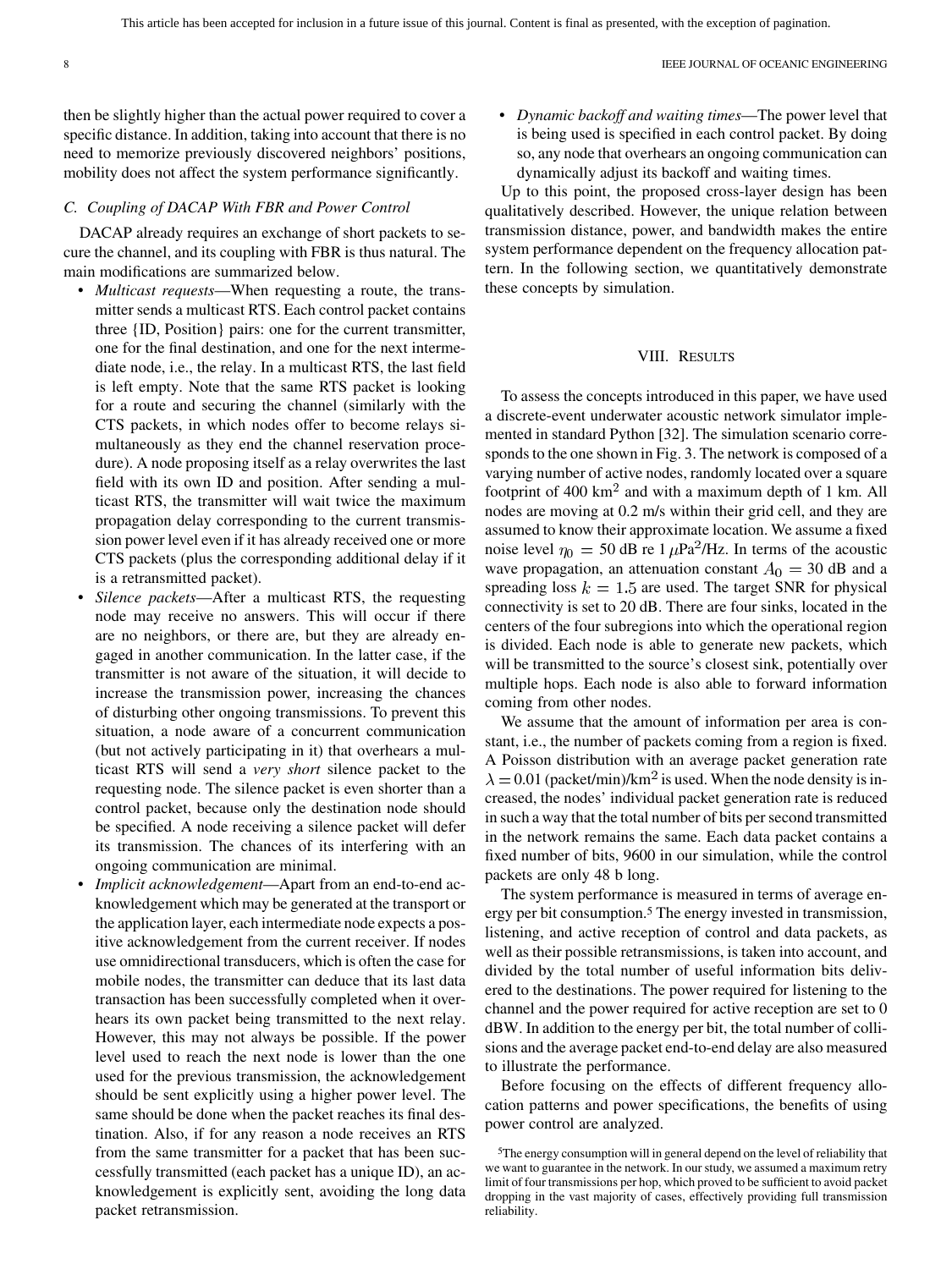then be slightly higher than the actual power required to cover a specific distance. In addition, taking into account that there is no need to memorize previously discovered neighbors' positions, mobility does not affect the system performance significantly.

### C. Coupling of DACAP With FBR and Power Control

DACAP already requires an exchange of short packets to secure the channel, and its coupling with FBR is thus natural. The main modifications are summarized below.

- *Multicast requests*—When requesting a route, the transmitter sends a multicast RTS. Each control packet contains three {ID, Position} pairs: one for the current transmitter, one for the final destination, and one for the next intermediate node, i.e., the relay. In a multicast RTS, the last field is left empty. Note that the same RTS packet is looking for a route and securing the channel (similarly with the CTS packets, in which nodes offer to become relays simultaneously as they end the channel reservation procedure). A node proposing itself as a relay overwrites the last field with its own ID and position. After sending a multicast RTS, the transmitter will wait twice the maximum propagation delay corresponding to the current transmission power level even if it has already received one or more CTS packets (plus the corresponding additional delay if it is a retransmitted packet).
- *Silence packets*—After a multicast RTS, the requesting node may receive no answers. This will occur if there are no neighbors, or there are, but they are already engaged in another communication. In the latter case, if the transmitter is not aware of the situation, it will decide to increase the transmission power, increasing the chances of disturbing other ongoing transmissions. To prevent this situation, a node aware of a concurrent communication (but not actively participating in it) that overhears a multicast RTS will send a *very short* silence packet to the requesting node. The silence packet is even shorter than a control packet, because only the destination node should be specified. A node receiving a silence packet will defer its transmission. The chances of its interfering with an ongoing communication are minimal.
- *Implicit acknowledgement*—Apart from an end-to-end acknowledgement which may be generated at the transport or the application layer, each intermediate node expects a positive acknowledgement from the current receiver. If nodes use omnidirectional transducers, which is often the case for mobile nodes, the transmitter can deduce that its last data transaction has been successfully completed when it overhears its own packet being transmitted to the next relay. However, this may not always be possible. If the power level used to reach the next node is lower than the one used for the previous transmission, the acknowledgement should be sent explicitly using a higher power level. The same should be done when the packet reaches its final destination. Also, if for any reason a node receives an RTS from the same transmitter for a packet that has been successfully transmitted (each packet has a unique ID), an acknowledgement is explicitly sent, avoiding the long data packet retransmission.
- *Dynamic backoff and waiting times*—The power level that is being used is specified in each control packet. By doing so, any node that overhears an ongoing communication can dynamically adjust its backoff and waiting times.

Up to this point, the proposed cross-layer design has been qualitatively described. However, the unique relation between transmission distance, power, and bandwidth makes the entire system performance dependent on the frequency allocation pattern. In the following section, we quantitatively demonstrate these concepts by simulation.

## VIII. Results

To assess the concepts introduced in this paper, we have used a discrete-event underwater acoustic network simulator implemented in standard Python [32]. The simulation scenario corresponds to the one shown in Fig. 3. The network is composed of a varying number of active nodes, randomly located over a square footprint of 400 km$^2$ and with a maximum depth of 1 km. All nodes are moving at 0.2 m/s within their grid cell, and they are assumed to know their approximate location. We assume a fixed noise level $\eta_0 = 50$ dB re 1 $\mu$Pa$^2$/Hz. In terms of the acoustic wave propagation, an attenuation constant $A_0 = 30$ dB and a spreading loss $k = 1.5$ are used. The target SNR for physical connectivity is set to 20 dB. There are four sinks, located in the centers of the four subregions into which the operational region is divided. Each node is able to generate new packets, which will be transmitted to the source's closest sink, potentially over multiple hops. Each node is also able to forward information coming from other nodes.

We assume that the amount of information per area is constant, i.e., the number of packets coming from a region is fixed. A Poisson distribution with an average packet generation rate $\lambda = 0.01$ (packet/min)/km$^2$ is used. When the node density is increased, the nodes' individual packet generation rate is reduced in such a way that the total number of bits per second transmitted in the network remains the same. Each data packet contains a fixed number of bits, 9600 in our simulation, while the control packets are only 48 b long.

The system performance is measured in terms of average energy per bit consumption.[5] The energy invested in transmission, listening, and active reception of control and data packets, as well as their possible retransmissions, is taken into account, and divided by the total number of useful information bits delivered to the destinations. The power required for listening to the channel and the power required for active reception are set to 0 dBW. In addition to the energy per bit, the total number of collisions and the average packet end-to-end delay are also measured to illustrate the performance.

Before focusing on the effects of different frequency allocation patterns and power specifications, the benefits of using power control are analyzed.

[5] The energy consumption will in general depend on the level of reliability that we want to guarantee in the network. In our study, we assumed a maximum retry limit of four transmissions per hop, which proved to be sufficient to avoid packet dropping in the vast majority of cases, effectively providing full transmission reliability.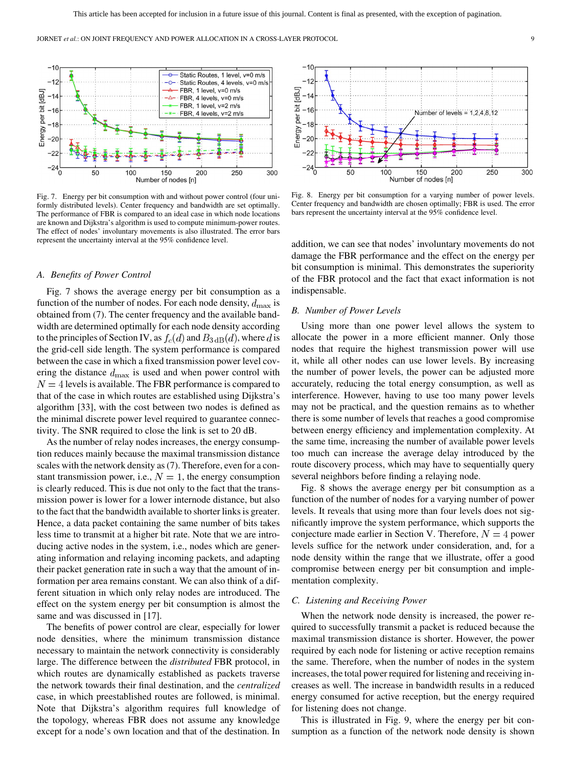This article has been accepted for inclusion in a future issue of this journal. Content is final as presented, with the exception of pagination.

−10
−12
−14
−16
−18
−20
−22
−24
Energy per bit [dBJ]
0 50 100 150 200 250 300
Number of nodes [n]
Static Routes, 1 level, v=0 m/s
Static Routes, 4 levels, v=0 m/s
FBR, 1 level, v=0 m/s
FBR, 4 levels, v=0 m/s
FBR, 1 level, v=2 m/s
FBR, 4 levels, v=2 m/s

Fig. 7. Energy per bit consumption with and without power control (four uniformly distributed levels). Center frequency and bandwidth are set optimally. The performance of FBR is compared to an ideal case in which node locations are known and Dijkstra's algorithm is used to compute minimum-power routes. The effect of nodes' involuntary movements is also illustrated. The error bars represent the uncertainty interval at the 95% confidence level.

−10
−12
−14
−16
−18
−20
−22
−24
Energy per bit [dBJ]
0 50 100 150 200 250 300
Number of nodes [n]
Number of levels = 1,2,4,8,12

Fig. 8. Energy per bit consumption for a varying number of power levels. Center frequency and bandwidth are chosen optimally; FBR is used. The error bars represent the uncertainty interval at the 95% confidence level.

### A. Benefits of Power Control

Fig. 7 shows the average energy per bit consumption as a function of the number of nodes. For each node density, $d_{\max}$ is obtained from (7). The center frequency and the available bandwidth are determined optimally for each node density according to the principles of Section IV, as $f_c(d)$ and $B_{3\,\mathrm{dB}}(d)$, where $d$ is the grid-cell side length. The system performance is compared between the case in which a fixed transmission power level covering the distance $d_{\max}$ is used and when power control with $N = 4$ levels is available. The FBR performance is compared to that of the case in which routes are established using Dijkstra's algorithm [33], with the cost between two nodes is defined as the minimal discrete power level required to guarantee connectivity. The SNR required to close the link is set to 20 dB.

As the number of relay nodes increases, the energy consumption reduces mainly because the maximal transmission distance scales with the network density as (7). Therefore, even for a constant transmission power, i.e., $N = 1$, the energy consumption is clearly reduced. This is due not only to the fact that the transmission power is lower for a lower internode distance, but also to the fact that the bandwidth available to shorter links is greater. Hence, a data packet containing the same number of bits takes less time to transmit at a higher bit rate. Note that we are introducing active nodes in the system, i.e., nodes which are generating information and relaying incoming packets, and adapting their packet generation rate in such a way that the amount of information per area remains constant. We can also think of a different situation in which only relay nodes are introduced. The effect on the system energy per bit consumption is almost the same and was discussed in [17].

The benefits of power control are clear, especially for lower node densities, where the minimum transmission distance necessary to maintain the network connectivity is considerably large. The difference between the *distributed* FBR protocol, in which routes are dynamically established as packets traverse the network towards their final destination, and the *centralized* case, in which preestablished routes are followed, is minimal. Note that Dijkstra's algorithm requires full knowledge of the topology, whereas FBR does not assume any knowledge except for a node's own location and that of the destination. In addition, we can see that nodes' involuntary movements do not damage the FBR performance and the effect on the energy per bit consumption is minimal. This demonstrates the superiority of the FBR protocol and the fact that exact information is not indispensable.

### B. Number of Power Levels

Using more than one power level allows the system to allocate the power in a more efficient manner. Only those nodes that require the highest transmission power will use it, while all other nodes can use lower levels. By increasing the number of power levels, the power can be adjusted more accurately, reducing the total energy consumption, as well as interference. However, having to use too many power levels may not be practical, and the question remains as to whether there is some number of levels that reaches a good compromise between energy efficiency and implementation complexity. At the same time, increasing the number of available power levels too much can increase the average delay introduced by the route discovery process, which may have to sequentially query several neighbors before finding a relaying node.

Fig. 8 shows the average energy per bit consumption as a function of the number of nodes for a varying number of power levels. It reveals that using more than four levels does not significantly improve the system performance, which supports the conjecture made earlier in Section V. Therefore, $N = 4$ power levels suffice for the network under consideration, and, for a node density within the range that we illustrate, offer a good compromise between energy per bit consumption and implementation complexity.

### C. Listening and Receiving Power

When the network node density is increased, the power required to successfully transmit a packet is reduced because the maximal transmission distance is shorter. However, the power required by each node for listening or active reception remains the same. Therefore, when the number of nodes in the system increases, the total power required for listening and receiving increases as well. The increase in bandwidth results in a reduced energy consumed for active reception, but the energy required for listening does not change.

This is illustrated in Fig. 9, where the energy per bit consumption as a function of the network node density is shown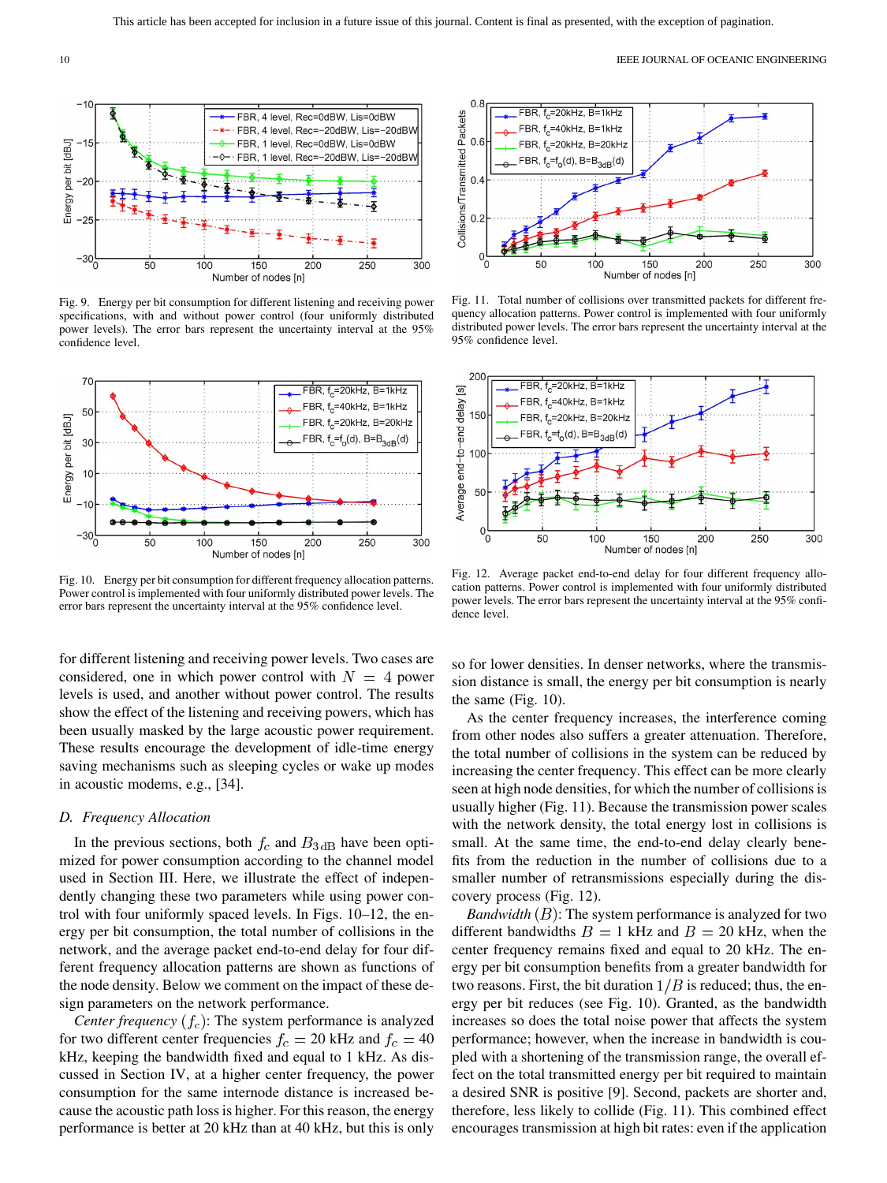Fig. 9. Energy per bit consumption for different listening and receiving power specifications, with and without power control (four uniformly distributed power levels). The error bars represent the uncertainty interval at the 95% confidence level.

Fig. 10. Energy per bit consumption for different frequency allocation patterns. Power control is implemented with four uniformly distributed power levels. The error bars represent the uncertainty interval at the 95% confidence level.

Fig. 11. Total number of collisions over transmitted packets for different frequency allocation patterns. Power control is implemented with four uniformly distributed power levels. The error bars represent the uncertainty interval at the 95% confidence level.

Fig. 12. Average packet end-to-end delay for four different frequency allocation patterns. Power control is implemented with four uniformly distributed power levels. The error bars represent the uncertainty interval at the 95% confidence level.

for different listening and receiving power levels. Two cases are considered, one in which power control with $N = 4$ power levels is used, and another without power control. The results show the effect of the listening and receiving powers, which has been usually masked by the large acoustic power requirement. These results encourage the development of idle-time energy saving mechanisms such as sleeping cycles or wake up modes in acoustic modems, e.g., [34].

### D. Frequency Allocation

In the previous sections, both $f_c$ and $B_{3\,\mathrm{dB}}$ have been optimized for power consumption according to the channel model used in Section III. Here, we illustrate the effect of independently changing these two parameters while using power control with four uniformly spaced levels. In Figs. 10–12, the energy per bit consumption, the total number of collisions in the network, and the average packet end-to-end delay for four different frequency allocation patterns are shown as functions of the node density. Below we comment on the impact of these design parameters on the network performance.

*Center frequency* ($f_c$): The system performance is analyzed for two different center frequencies $f_c = 20$ kHz and $f_c = 40$ kHz, keeping the bandwidth fixed and equal to 1 kHz. As discussed in Section IV, at a higher center frequency, the power consumption for the same internode distance is increased because the acoustic path loss is higher. For this reason, the energy performance is better at 20 kHz than at 40 kHz, but this is only so for lower densities. In denser networks, where the transmission distance is small, the energy per bit consumption is nearly the same (Fig. 10).

As the center frequency increases, the interference coming from other nodes also suffers a greater attenuation. Therefore, the total number of collisions in the system can be reduced by increasing the center frequency. This effect can be more clearly seen at high node densities, for which the number of collisions is usually higher (Fig. 11). Because the transmission power scales with the network density, the total energy lost in collisions is small. At the same time, the end-to-end delay clearly benefits from the reduction in the number of collisions due to a smaller number of retransmissions especially during the discovery process (Fig. 12).

*Bandwidth* ($B$): The system performance is analyzed for two different bandwidths $B = 1$ kHz and $B = 20$ kHz, when the center frequency remains fixed and equal to 20 kHz. The energy per bit consumption benefits from a greater bandwidth for two reasons. First, the bit duration $1/B$ is reduced; thus, the energy per bit reduces (see Fig. 10). Granted, as the bandwidth increases so does the total noise power that affects the system performance; however, when the increase in bandwidth is coupled with a shortening of the transmission range, the overall effect on the total transmitted energy per bit required to maintain a desired SNR is positive [9]. Second, packets are shorter and, therefore, less likely to collide (Fig. 11). This combined effect encourages transmission at high bit rates: even if the application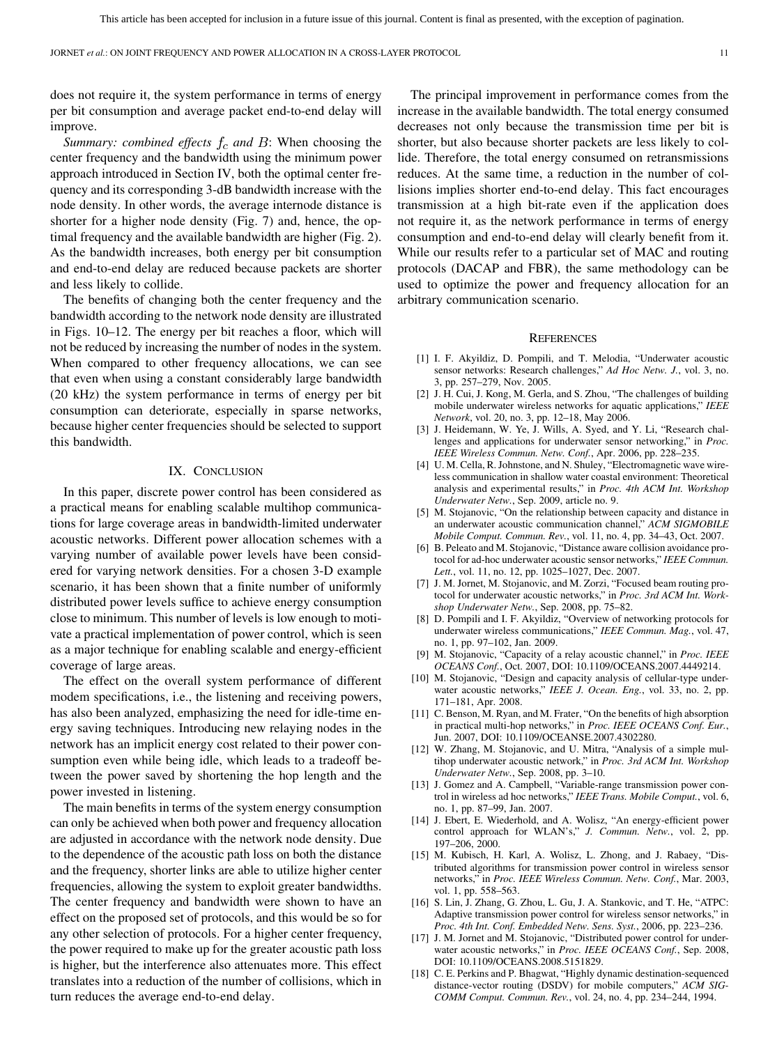does not require it, the system performance in terms of energy per bit consumption and average packet end-to-end delay will improve.

*Summary: combined effects $f_c$ and $B$*: When choosing the center frequency and the bandwidth using the minimum power approach introduced in Section IV, both the optimal center frequency and its corresponding 3-dB bandwidth increase with the node density. In other words, the average internode distance is shorter for a higher node density (Fig. 7) and, hence, the optimal frequency and the available bandwidth are higher (Fig. 2). As the bandwidth increases, both energy per bit consumption and end-to-end delay are reduced because packets are shorter and less likely to collide.

The benefits of changing both the center frequency and the bandwidth according to the network node density are illustrated in Figs. 10–12. The energy per bit reaches a floor, which will not be reduced by increasing the number of nodes in the system. When compared to other frequency allocations, we can see that even when using a constant considerably large bandwidth (20 kHz) the system performance in terms of energy per bit consumption can deteriorate, especially in sparse networks, because higher center frequencies should be selected to support this bandwidth.

## IX. Conclusion

In this paper, discrete power control has been considered as a practical means for enabling scalable multihop communications for large coverage areas in bandwidth-limited underwater acoustic networks. Different power allocation schemes with a varying number of available power levels have been considered for varying network densities. For a chosen 3-D example scenario, it has been shown that a finite number of uniformly distributed power levels suffice to achieve energy consumption close to minimum. This number of levels is low enough to motivate a practical implementation of power control, which is seen as a major technique for enabling scalable and energy-efficient coverage of large areas.

The effect on the overall system performance of different modem specifications, i.e., the listening and receiving powers, has also been analyzed, emphasizing the need for idle-time energy saving techniques. Introducing new relaying nodes in the network has an implicit energy cost related to their power consumption even while being idle, which leads to a tradeoff between the power saved by shortening the hop length and the power invested in listening.

The main benefits in terms of the system energy consumption can only be achieved when both power and frequency allocation are adjusted in accordance with the network node density. Due to the dependence of the acoustic path loss on both the distance and the frequency, shorter links are able to utilize higher center frequencies, allowing the system to exploit greater bandwidths. The center frequency and bandwidth were shown to have an effect on the proposed set of protocols, and this would be so for any other selection of protocols. For a higher center frequency, the power required to make up for the greater acoustic path loss is higher, but the interference also attenuates more. This effect translates into a reduction of the number of collisions, which in turn reduces the average end-to-end delay.

The principal improvement in performance comes from the increase in the available bandwidth. The total energy consumed decreases not only because the transmission time per bit is shorter, but also because shorter packets are less likely to collide. Therefore, the total energy consumed on retransmissions reduces. At the same time, a reduction in the number of collisions implies shorter end-to-end delay. This fact encourages transmission at a high bit-rate even if the application does not require it, as the network performance in terms of energy consumption and end-to-end delay will clearly benefit from it. While our results refer to a particular set of MAC and routing protocols (DACAP and FBR), the same methodology can be used to optimize the power and frequency allocation for an arbitrary communication scenario.

## References

[1] I. F. Akyildiz, D. Pompili, and T. Melodia, "Underwater acoustic sensor networks: Research challenges," *Ad Hoc Netw. J.*, vol. 3, no. 3, pp. 257–279, Nov. 2005.

[2] J. H. Cui, J. Kong, M. Gerla, and S. Zhou, "The challenges of building mobile underwater wireless networks for aquatic applications," *IEEE Network*, vol. 20, no. 3, pp. 12–18, May 2006.

[3] J. Heidemann, W. Ye, J. Wills, A. Syed, and Y. Li, "Research challenges and applications for underwater sensor networking," in *Proc. IEEE Wireless Commun. Netw. Conf.*, Apr. 2006, pp. 228–235.

[4] U. M. Cella, R. Johnstone, and N. Shuley, "Electromagnetic wave wireless communication in shallow water coastal environment: Theoretical analysis and experimental results," in *Proc. 4th ACM Int. Workshop Underwater Netw.*, Sep. 2009, article no. 9.

[5] M. Stojanovic, "On the relationship between capacity and distance in an underwater acoustic communication channel," *ACM SIGMOBILE Mobile Comput. Commun. Rev.*, vol. 11, no. 4, pp. 34–43, Oct. 2007.

[6] B. Peleato and M. Stojanovic, "Distance aware collision avoidance protocol for ad-hoc underwater acoustic sensor networks," *IEEE Commun. Lett.*, vol. 11, no. 12, pp. 1025–1027, Dec. 2007.

[7] J. M. Jornet, M. Stojanovic, and M. Zorzi, "Focused beam routing protocol for underwater acoustic networks," in *Proc. 3rd ACM Int. Workshop Underwater Netw.*, Sep. 2008, pp. 75–82.

[8] D. Pompili and I. F. Akyildiz, "Overview of networking protocols for underwater wireless communications," *IEEE Commun. Mag.*, vol. 47, no. 1, pp. 97–102, Jan. 2009.

[9] M. Stojanovic, "Capacity of a relay acoustic channel," in *Proc. IEEE OCEANS Conf.*, Oct. 2007, DOI: 10.1109/OCEANS.2007.4449214.

[10] M. Stojanovic, "Design and capacity analysis of cellular-type underwater acoustic networks," *IEEE J. Ocean. Eng.*, vol. 33, no. 2, pp. 171–181, Apr. 2008.

[11] C. Benson, M. Ryan, and M. Frater, "On the benefits of high absorption in practical multi-hop networks," in *Proc. IEEE OCEANS Conf. Eur.*, Jun. 2007, DOI: 10.1109/OCEANSE.2007.4302280.

[12] W. Zhang, M. Stojanovic, and U. Mitra, "Analysis of a simple multihop underwater acoustic network," in *Proc. 3rd ACM Int. Workshop Underwater Netw.*, Sep. 2008, pp. 3–10.

[13] J. Gomez and A. Campbell, "Variable-range transmission power control in wireless ad hoc networks," *IEEE Trans. Mobile Comput.*, vol. 6, no. 1, pp. 87–99, Jan. 2007.

[14] J. Ebert, E. Wiederhold, and A. Wolisz, "An energy-efficient power control approach for WLAN's," *J. Commun. Netw.*, vol. 2, pp. 197–206, 2000.

[15] M. Kubisch, H. Karl, A. Wolisz, L. Zhong, and J. Rabaey, "Distributed algorithms for transmission power control in wireless sensor networks," in *Proc. IEEE Wireless Commun. Netw. Conf.*, Mar. 2003, vol. 1, pp. 558–563.

[16] S. Lin, J. Zhang, G. Zhou, L. Gu, J. A. Stankovic, and T. He, "ATPC: Adaptive transmission power control for wireless sensor networks," in *Proc. 4th Int. Conf. Embedded Netw. Sens. Syst.*, 2006, pp. 223–236.

[17] J. M. Jornet and M. Stojanovic, "Distributed power control for underwater acoustic networks," in *Proc. IEEE OCEANS Conf.*, Sep. 2008, DOI: 10.1109/OCEANS.2008.5151829.

[18] C. E. Perkins and P. Bhagwat, "Highly dynamic destination-sequenced distance-vector routing (DSDV) for mobile computers," *ACM SIGCOMM Comput. Commun. Rev.*, vol. 24, no. 4, pp. 234–244, 1994.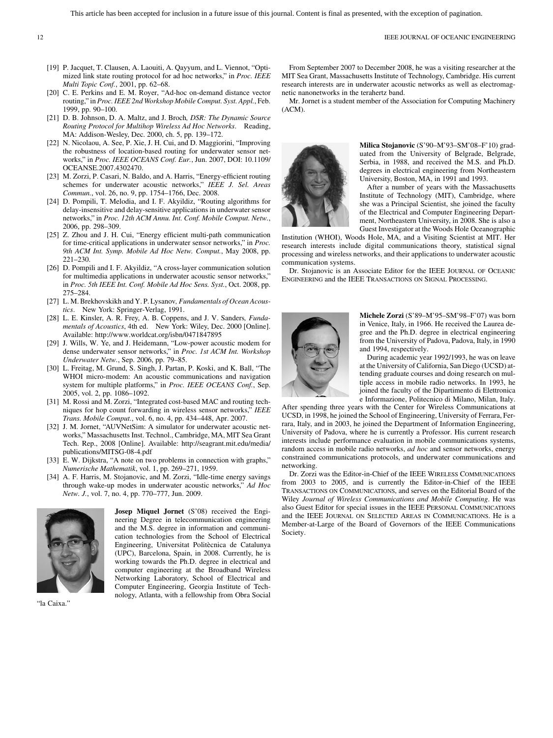[19] P. Jacquet, T. Clausen, A. Laouiti, A. Qayyum, and L. Viennot, "Optimized link state routing protocol for ad hoc networks," in *Proc. IEEE Multi Topic Conf.*, 2001, pp. 62–68.

[20] C. E. Perkins and E. M. Royer, "Ad-hoc on-demand distance vector routing," in *Proc. IEEE 2nd Workshop Mobile Comput. Syst. Appl.*, Feb. 1999, pp. 90–100.

[21] D. B. Johnson, D. A. Maltz, and J. Broch, *DSR: The Dynamic Source Routing Protocol for Multihop Wireless Ad Hoc Networks*. Reading, MA: Addison-Wesley, Dec. 2000, ch. 5, pp. 139–172.

[22] N. Nicolaou, A. See, P. Xie, J. H. Cui, and D. Maggiorini, "Improving the robustness of location-based routing for underwater sensor networks," in *Proc. IEEE OCEANS Conf. Eur.*, Jun. 2007, DOI: 10.1109/OCEANSE.2007.4302470.

[23] M. Zorzi, P. Casari, N. Baldo, and A. Harris, "Energy-efficient routing schemes for underwater acoustic networks," *IEEE J. Sel. Areas Commun.*, vol. 26, no. 9, pp. 1754–1766, Dec. 2008.

[24] D. Pompili, T. Melodia, and I. F. Akyildiz, "Routing algorithms for delay-insensitive and delay-sensitive applications in underwater sensor networks," in *Proc. 12th ACM Annu. Int. Conf. Mobile Comput. Netw.*, 2006, pp. 298–309.

[25] Z. Zhou and J. H. Cui, "Energy efficient multi-path communication for time-critical applications in underwater sensor networks," in *Proc. 9th ACM Int. Symp. Mobile Ad Hoc Netw. Comput.*, May 2008, pp. 221–230.

[26] D. Pompili and I. F. Akyildiz, "A cross-layer communication solution for multimedia applications in underwater acoustic sensor networks," in *Proc. 5th IEEE Int. Conf. Mobile Ad Hoc Sens. Syst.*, Oct. 2008, pp. 275–284.

[27] L. M. Brekhovskikh and Y. P. Lysanov, *Fundamentals of Ocean Acoustics*. New York: Springer-Verlag, 1991.

[28] L. E. Kinsler, A. R. Frey, A. B. Coppens, and J. V. Sanders, *Fundamentals of Acoustics*, 4th ed. New York: Wiley, Dec. 2000 [Online]. Available: http://www.worldcat.org/isbn/0471847895

[29] J. Wills, W. Ye, and J. Heidemann, "Low-power acoustic modem for dense underwater sensor networks," in *Proc. 1st ACM Int. Workshop Underwater Netw.*, Sep. 2006, pp. 79–85.

[30] L. Freitag, M. Grund, S. Singh, J. Partan, P. Koski, and K. Ball, "The WHOI micro-modem: An acoustic communications and navigation system for multiple platforms," in *Proc. IEEE OCEANS Conf.*, Sep. 2005, vol. 2, pp. 1086–1092.

[31] M. Rossi and M. Zorzi, "Integrated cost-based MAC and routing techniques for hop count forwarding in wireless sensor networks," *IEEE Trans. Mobile Comput.*, vol. 6, no. 4, pp. 434–448, Apr. 2007.

[32] J. M. Jornet, "AUVNetSim: A simulator for underwater acoustic networks," Massachusetts Inst. Technol., Cambridge, MA, MIT Sea Grant Tech. Rep., 2008 [Online]. Available: http://seagrant.mit.edu/media/publications/MITSG-08-4.pdf

[33] E. W. Dijkstra, "A note on two problems in connection with graphs," *Numerische Mathematik*, vol. 1, pp. 269–271, 1959.

[34] A. F. Harris, M. Stojanovic, and M. Zorzi, "Idle-time energy savings through wake-up modes in underwater acoustic networks," *Ad Hoc Netw. J.*, vol. 7, no. 4, pp. 770–777, Jun. 2009.

**Josep Miquel Jornet** (S'08) received the Engineering Degree in telecommunication engineering and the M.S. degree in information and communication technologies from the School of Electrical Engineering, Universitat Politècnica de Catalunya (UPC), Barcelona, Spain, in 2008. Currently, he is working towards the Ph.D. degree in electrical and computer engineering at the Broadband Wireless Networking Laboratory, School of Electrical and Computer Engineering, Georgia Institute of Technology, Atlanta, with a fellowship from Obra Social "la Caixa."

From September 2007 to December 2008, he was a visiting researcher at the MIT Sea Grant, Massachusetts Institute of Technology, Cambridge. His current research interests are in underwater acoustic networks as well as electromagnetic nanonetworks in the terahertz band.

Mr. Jornet is a student member of the Association for Computing Machinery (ACM).

**Milica Stojanovic** (S'90–M'93–SM'08–F'10) graduated from the University of Belgrade, Belgrade, Serbia, in 1988, and received the M.S. and Ph.D. degrees in electrical engineering from Northeastern University, Boston, MA, in 1991 and 1993.

After a number of years with the Massachusetts Institute of Technology (MIT), Cambridge, where she was a Principal Scientist, she joined the faculty of the Electrical and Computer Engineering Department, Northeastern University, in 2008. She is also a Guest Investigator at the Woods Hole Oceanographic Institution (WHOI), Woods Hole, MA, and a Visiting Scientist at MIT. Her research interests include digital communications theory, statistical signal processing and wireless networks, and their applications to underwater acoustic communication systems.

Dr. Stojanovic is an Associate Editor for the IEEE JOURNAL OF OCEANIC ENGINEERING and the IEEE TRANSACTIONS ON SIGNAL PROCESSING.

**Michele Zorzi** (S'89–M'95–SM'98–F'07) was born in Venice, Italy, in 1966. He received the Laurea degree and the Ph.D. degree in electrical engineering from the University of Padova, Padova, Italy, in 1990 and 1994, respectively.

During academic year 1992/1993, he was on leave at the University of California, San Diego (UCSD) attending graduate courses and doing research on multiple access in mobile radio networks. In 1993, he joined the faculty of the Dipartimento di Elettronica e Informazione, Politecnico di Milano, Milan, Italy. After spending three years with the Center for Wireless Communications at UCSD, in 1998, he joined the School of Engineering, University of Ferrara, Ferrara, Italy, and in 2003, he joined the Department of Information Engineering, University of Padova, where he is currently a Professor. His current research interests include performance evaluation in mobile communications systems, random access in mobile radio networks, *ad hoc* and sensor networks, energy constrained communications protocols, and underwater communications and networking.

Dr. Zorzi was the Editor-in-Chief of the IEEE WIRELESS COMMUNICATIONS from 2003 to 2005, and is currently the Editor-in-Chief of the IEEE TRANSACTIONS ON COMMUNICATIONS, and serves on the Editorial Board of the Wiley *Journal of Wireless Communications and Mobile Computing*. He was also Guest Editor for special issues in the IEEE PERSONAL COMMUNICATIONS and the IEEE JOURNAL ON SELECTED AREAS IN COMMUNICATIONS. He is a Member-at-Large of the Board of Governors of the IEEE Communications Society.